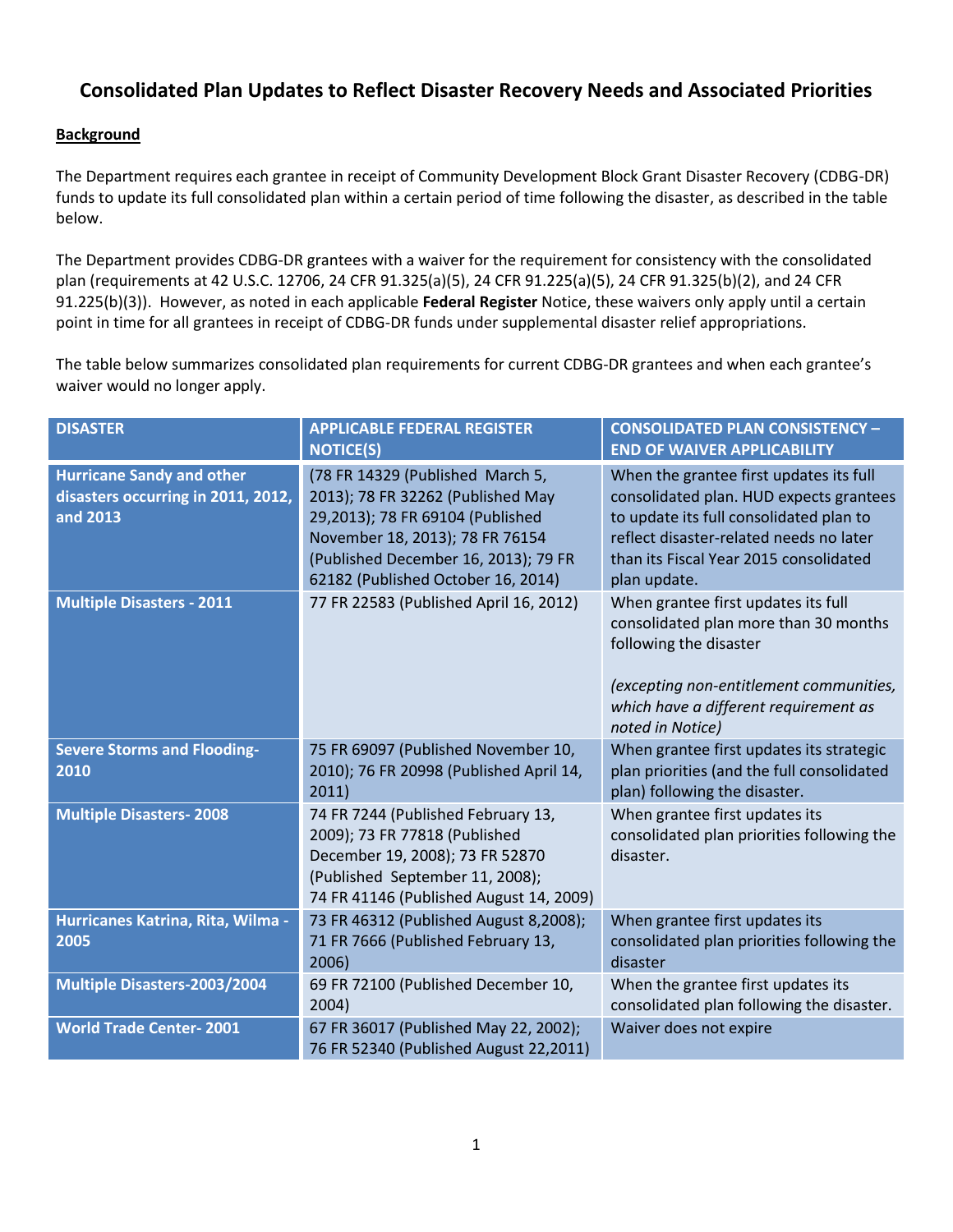# Consolidated Plan Updates to Reflect Disaster Recovery Needs and Associated Priorities

**Background**

The Department requires each grantee in receipt of Community Development Block Grant Disaster Recovery (CDBG-DR) funds to update its full consolidated plan within a certain period of time following the disaster, as described in the table below.

The Department provides CDBG-DR grantees with a waiver for the requirement for consistency with the consolidated plan (requirements at 42 U.S.C. 12706, 24 CFR 91.325(a)(5), 24 CFR 91.225(a)(5), 24 CFR 91.325(b)(2), and 24 CFR 91.225(b)(3)). However, as noted in each applicable **Federal Register** Notice, these waivers only apply until a certain point in time for all grantees in receipt of CDBG-DR funds under supplemental disaster relief appropriations.

The table below summarizes consolidated plan requirements for current CDBG-DR grantees and when each grantee's waiver would no longer apply.

| DISASTER | APPLICABLE FEDERAL REGISTER NOTICE(S) | CONSOLIDATED PLAN CONSISTENCY – END OF WAIVER APPLICABILITY |
|---|---|---|
| **Hurricane Sandy and other disasters occurring in 2011, 2012, and 2013** | (78 FR 14329 (Published March 5, 2013); 78 FR 32262 (Published May 29,2013); 78 FR 69104 (Published November 18, 2013); 78 FR 76154 (Published December 16, 2013); 79 FR 62182 (Published October 16, 2014) | When the grantee first updates its full consolidated plan. HUD expects grantees to update its full consolidated plan to reflect disaster-related needs no later than its Fiscal Year 2015 consolidated plan update. |
| **Multiple Disasters - 2011** | 77 FR 22583 (Published April 16, 2012) | When grantee first updates its full consolidated plan more than 30 months following the disaster<br><br>*(excepting non-entitlement communities, which have a different requirement as noted in Notice)* |
| **Severe Storms and Flooding-2010** | 75 FR 69097 (Published November 10, 2010); 76 FR 20998 (Published April 14, 2011) | When grantee first updates its strategic plan priorities (and the full consolidated plan) following the disaster. |
| **Multiple Disasters- 2008** | 74 FR 7244 (Published February 13, 2009); 73 FR 77818 (Published December 19, 2008); 73 FR 52870 (Published September 11, 2008); 74 FR 41146 (Published August 14, 2009) | When grantee first updates its consolidated plan priorities following the disaster. |
| **Hurricanes Katrina, Rita, Wilma - 2005** | 73 FR 46312 (Published August 8,2008); 71 FR 7666 (Published February 13, 2006) | When grantee first updates its consolidated plan priorities following the disaster |
| **Multiple Disasters-2003/2004** | 69 FR 72100 (Published December 10, 2004) | When the grantee first updates its consolidated plan following the disaster. |
| **World Trade Center- 2001** | 67 FR 36017 (Published May 22, 2002); 76 FR 52340 (Published August 22,2011) | Waiver does not expire |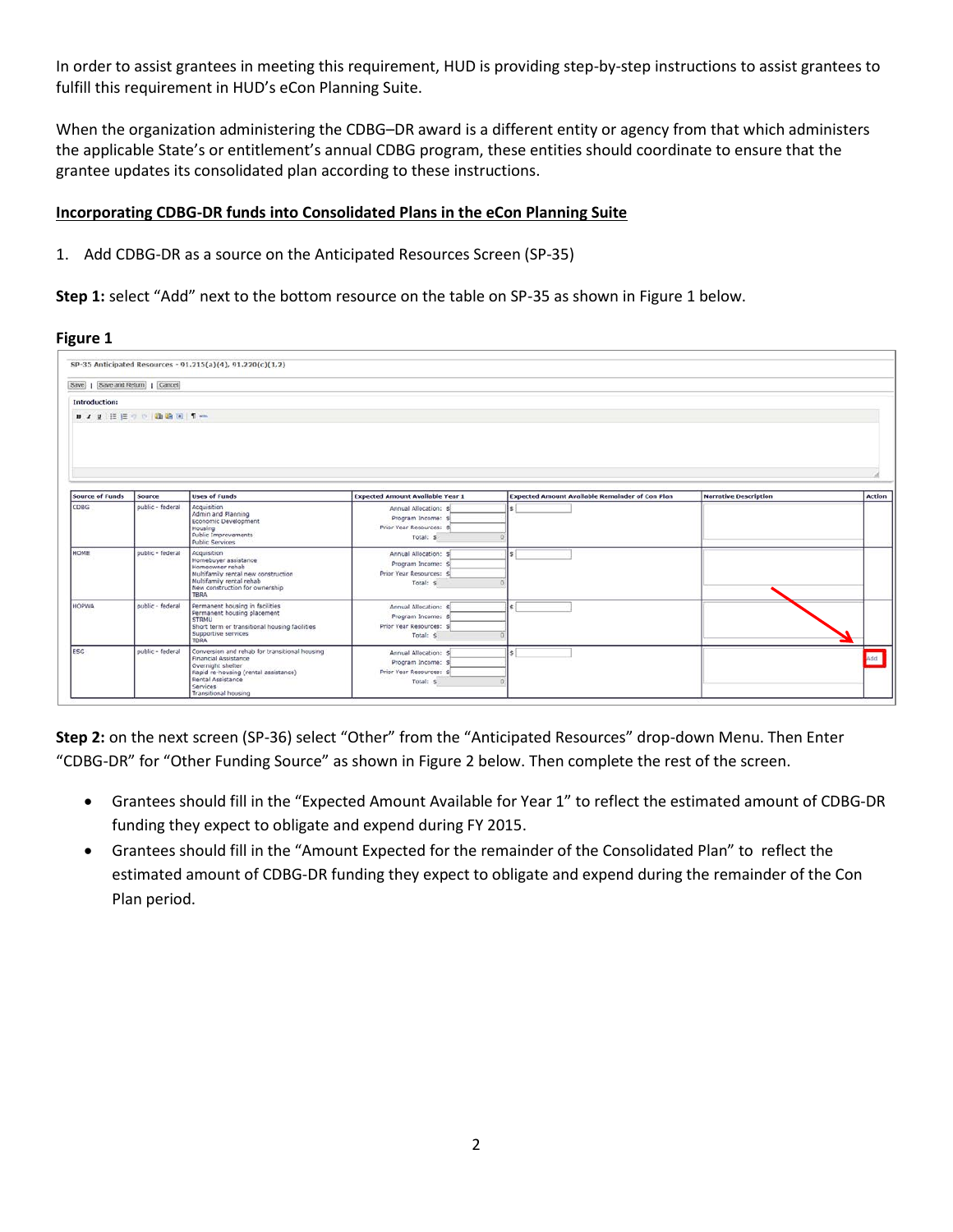In order to assist grantees in meeting this requirement, HUD is providing step-by-step instructions to assist grantees to fulfill this requirement in HUD's eCon Planning Suite.

When the organization administering the CDBG–DR award is a different entity or agency from that which administers the applicable State's or entitlement's annual CDBG program, these entities should coordinate to ensure that the grantee updates its consolidated plan according to these instructions.

## Incorporating CDBG-DR funds into Consolidated Plans in the eCon Planning Suite

1. Add CDBG-DR as a source on the Anticipated Resources Screen (SP-35)

**Step 1:** select "Add" next to the bottom resource on the table on SP-35 as shown in Figure 1 below.

**Figure 1**

SP-35 Anticipated Resources - 91.215(a)(4), 91.220(c)(1,2)

Save | Save and Return | Cancel

Introduction:

| Source of Funds | Source | Uses of Funds | Expected Amount Available Year 1 | Expected Amount Available Remainder of Con Plan | Narrative Description | Action |
|---|---|---|---|---|---|---|
| CDBG | public - federal | Acquisition<br>Admin and Planning<br>Economic Development<br>Housing<br>Public Improvements<br>Public Services | Annual Allocation: $<br>Program Income: $<br>Prior Year Resources: $<br>Total: $ 0 | $ | | |
| HOME | public - federal | Acquisition<br>Homebuyer assistance<br>Homeowner rehab<br>Multifamily rental new construction<br>Multifamily rental rehab<br>New construction for ownership<br>TBRA | Annual Allocation: $<br>Program Income: $<br>Prior Year Resources: $<br>Total: $ 0 | $ | | |
| HOPWA | public - federal | Permanent housing in facilities<br>Permanent housing placement<br>STRMU<br>Short term or transitional housing facilities<br>Supportive services<br>TBRA | Annual Allocation: $<br>Program Income: $<br>Prior Year Resources: $<br>Total: $ 0 | $ | | |
| ESG | public - federal | Conversion and rehab for transitional housing<br>Financial Assistance<br>Overnight shelter<br>Rapid re-housing (rental assistance)<br>Rental Assistance<br>Services<br>Transitional housing | Annual Allocation: $<br>Program Income: $<br>Prior Year Resources: $<br>Total: $ 0 | $ | | Add |

**Step 2:** on the next screen (SP-36) select "Other" from the "Anticipated Resources" drop-down Menu. Then Enter "CDBG-DR" for "Other Funding Source" as shown in Figure 2 below. Then complete the rest of the screen.

- Grantees should fill in the "Expected Amount Available for Year 1" to reflect the estimated amount of CDBG-DR funding they expect to obligate and expend during FY 2015.
- Grantees should fill in the "Amount Expected for the remainder of the Consolidated Plan" to reflect the estimated amount of CDBG-DR funding they expect to obligate and expend during the remainder of the Con Plan period.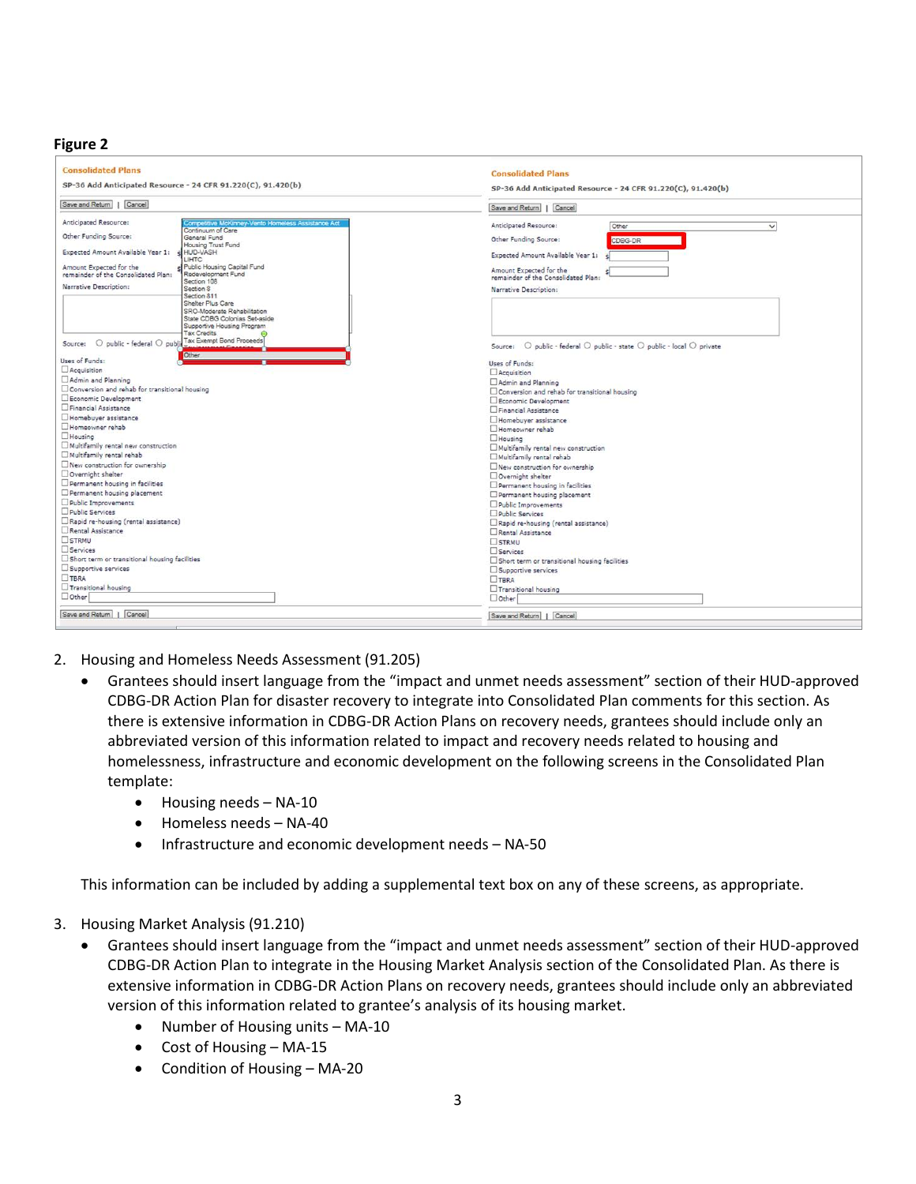**Figure 2**

2. Housing and Homeless Needs Assessment (91.205)
    - Grantees should insert language from the "impact and unmet needs assessment" section of their HUD-approved CDBG-DR Action Plan for disaster recovery to integrate into Consolidated Plan comments for this section. As there is extensive information in CDBG-DR Action Plans on recovery needs, grantees should include only an abbreviated version of this information related to impact and recovery needs related to housing and homelessness, infrastructure and economic development on the following screens in the Consolidated Plan template:
        - Housing needs – NA-10
        - Homeless needs – NA-40
        - Infrastructure and economic development needs – NA-50

    This information can be included by adding a supplemental text box on any of these screens, as appropriate.

3. Housing Market Analysis (91.210)
    - Grantees should insert language from the "impact and unmet needs assessment" section of their HUD-approved CDBG-DR Action Plan to integrate in the Housing Market Analysis section of the Consolidated Plan. As there is extensive information in CDBG-DR Action Plans on recovery needs, grantees should include only an abbreviated version of this information related to grantee's analysis of its housing market.
        - Number of Housing units – MA-10
        - Cost of Housing – MA-15
        - Condition of Housing – MA-20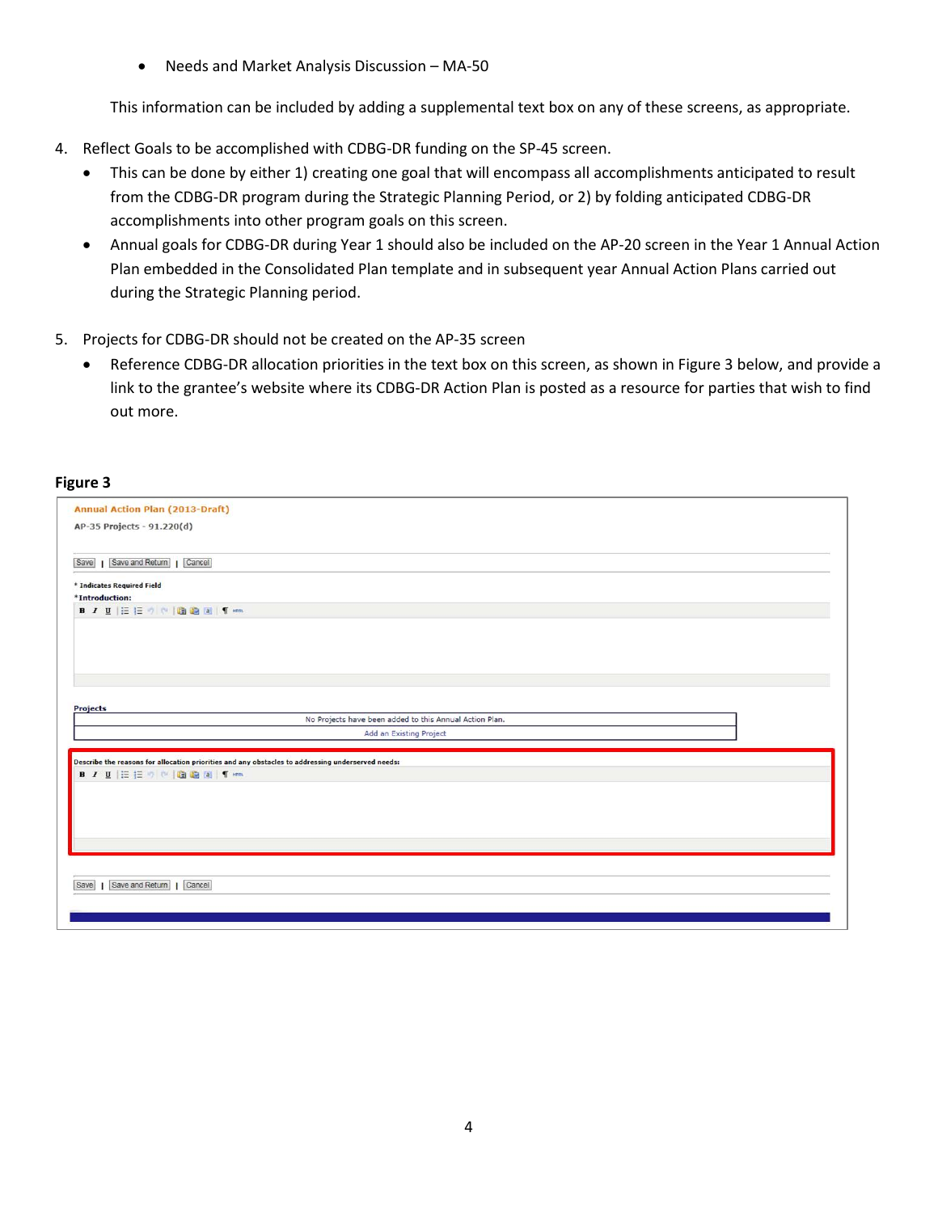- Needs and Market Analysis Discussion – MA-50

This information can be included by adding a supplemental text box on any of these screens, as appropriate.

4. Reflect Goals to be accomplished with CDBG-DR funding on the SP-45 screen.
   - This can be done by either 1) creating one goal that will encompass all accomplishments anticipated to result from the CDBG-DR program during the Strategic Planning Period, or 2) by folding anticipated CDBG-DR accomplishments into other program goals on this screen.
   - Annual goals for CDBG-DR during Year 1 should also be included on the AP-20 screen in the Year 1 Annual Action Plan embedded in the Consolidated Plan template and in subsequent year Annual Action Plans carried out during the Strategic Planning period.

5. Projects for CDBG-DR should not be created on the AP-35 screen
   - Reference CDBG-DR allocation priorities in the text box on this screen, as shown in Figure 3 below, and provide a link to the grantee's website where its CDBG-DR Action Plan is posted as a resource for parties that wish to find out more.

**Figure 3**

Annual Action Plan (2013-Draft)

AP-35 Projects - 91.220(d)

Save | Save and Return | Cancel

* Indicates Required Field

*Introduction:

Projects

No Projects have been added to this Annual Action Plan.

Add an Existing Project

Describe the reasons for allocation priorities and any obstacles to addressing underserved needs:

Save | Save and Return | Cancel